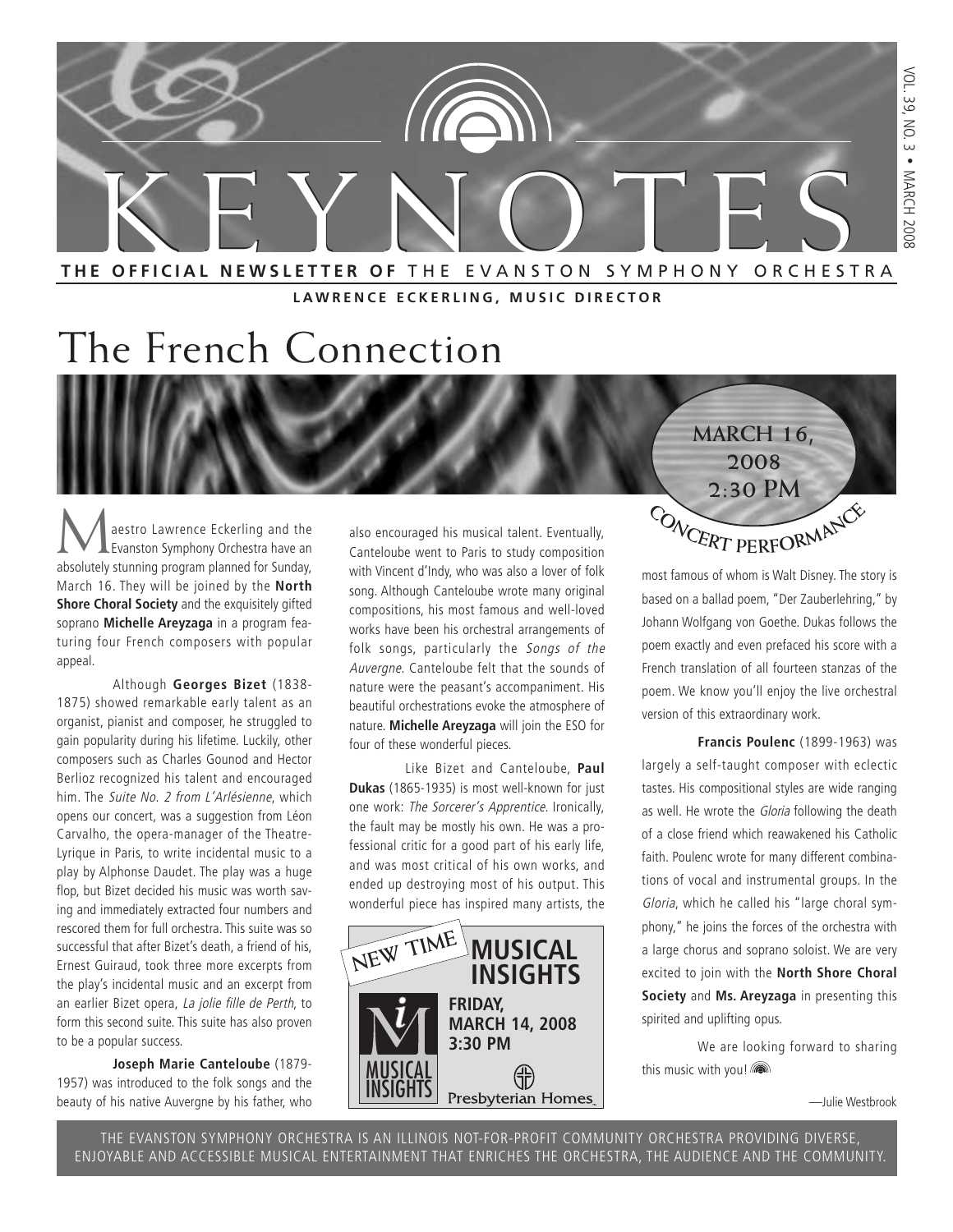# KEYNOTES

**THE OFFICIAL NEWSLETTER OF** THE EVANSTON SYMPHONY ORCHESTRA

**LAWRENCE ECKERLING, MUSIC DIRECTOR**

VOL. 39, NO. 3 • MARCH 2008

# The French Connection

**MARCH 16, 2008 2:30 PM**

**CONCERT PERFORMANCE**

Maestro Lawrence Eckerling and the Evanston Symphony Orchestra have an absolutely stunning program planned for Sunday, March 16. They will be joined by the **North Shore Choral Society** and the exquisitely gifted soprano **Michelle Areyzaga** in a program featuring four French composers with popular appeal.

Although **Georges Bizet** (1838-1875) showed remarkable early talent as an organist, pianist and composer, he struggled to gain popularity during his lifetime. Luckily, other composers such as Charles Gounod and Hector Berlioz recognized his talent and encouraged him. The *Suite No. 2 from L'Arlésienne*, which opens our concert, was a suggestion from Léon Carvalho, the opera-manager of the Theatre-Lyrique in Paris, to write incidental music to a play by Alphonse Daudet. The play was a huge flop, but Bizet decided his music was worth saving and immediately extracted four numbers and rescored them for full orchestra. This suite was so successful that after Bizet's death, a friend of his, Ernest Guiraud, took three more excerpts from the play's incidental music and an excerpt from an earlier Bizet opera, *La jolie fille de Perth*, to form this second suite. This suite has also proven to be a popular success.

**Joseph Marie Canteloube** (1879-1957) was introduced to the folk songs and the beauty of his native Auvergne by his father, who also encouraged his musical talent. Eventually, Canteloube went to Paris to study composition with Vincent d'Indy, who was also a lover of folk song. Although Canteloube wrote many original compositions, his most famous and well-loved works have been his orchestral arrangements of folk songs, particularly the *Songs of the Auvergne*. Canteloube felt that the sounds of nature were the peasant's accompaniment. His beautiful orchestrations evoke the atmosphere of nature. **Michelle Areyzaga** will join the ESO for four of these wonderful pieces.

Like Bizet and Canteloube, **Paul Dukas** (1865-1935) is most well-known for just one work: *The Sorcerer's Apprentice*. Ironically, the fault may be mostly his own. He was a professional critic for a good part of his early life, and was most critical of his own works, and ended up destroying most of his output. This wonderful piece has inspired many artists, the most famous of whom is Walt Disney. The story is based on a ballad poem, "Der Zauberlehring," by Johann Wolfgang von Goethe. Dukas follows the poem exactly and even prefaced his score with a French translation of all fourteen stanzas of the poem. We know you'll enjoy the live orchestral version of this extraordinary work.

**Francis Poulenc** (1899-1963) was largely a self-taught composer with eclectic tastes. His compositional styles are wide ranging as well. He wrote the *Gloria* following the death of a close friend which reawakened his Catholic faith. Poulenc wrote for many different combinations of vocal and instrumental groups. In the *Gloria*, which he called his "large choral symphony," he joins the forces of the orchestra with a large chorus and soprano soloist. We are very excited to join with the **North Shore Choral Society** and **Ms. Areyzaga** in presenting this spirited and uplifting opus.

We are looking forward to sharing this music with you!

—Julie Westbrook

**NEW TIME**

**MUSICAL INSIGHTS**

**FRIDAY, MARCH 14, 2008 3:30 PM**

Presbyterian Homes

THE EVANSTON SYMPHONY ORCHESTRA IS AN ILLINOIS NOT-FOR-PROFIT COMMUNITY ORCHESTRA PROVIDING DIVERSE, ENJOYABLE AND ACCESSIBLE MUSICAL ENTERTAINMENT THAT ENRICHES THE ORCHESTRA, THE AUDIENCE AND THE COMMUNITY.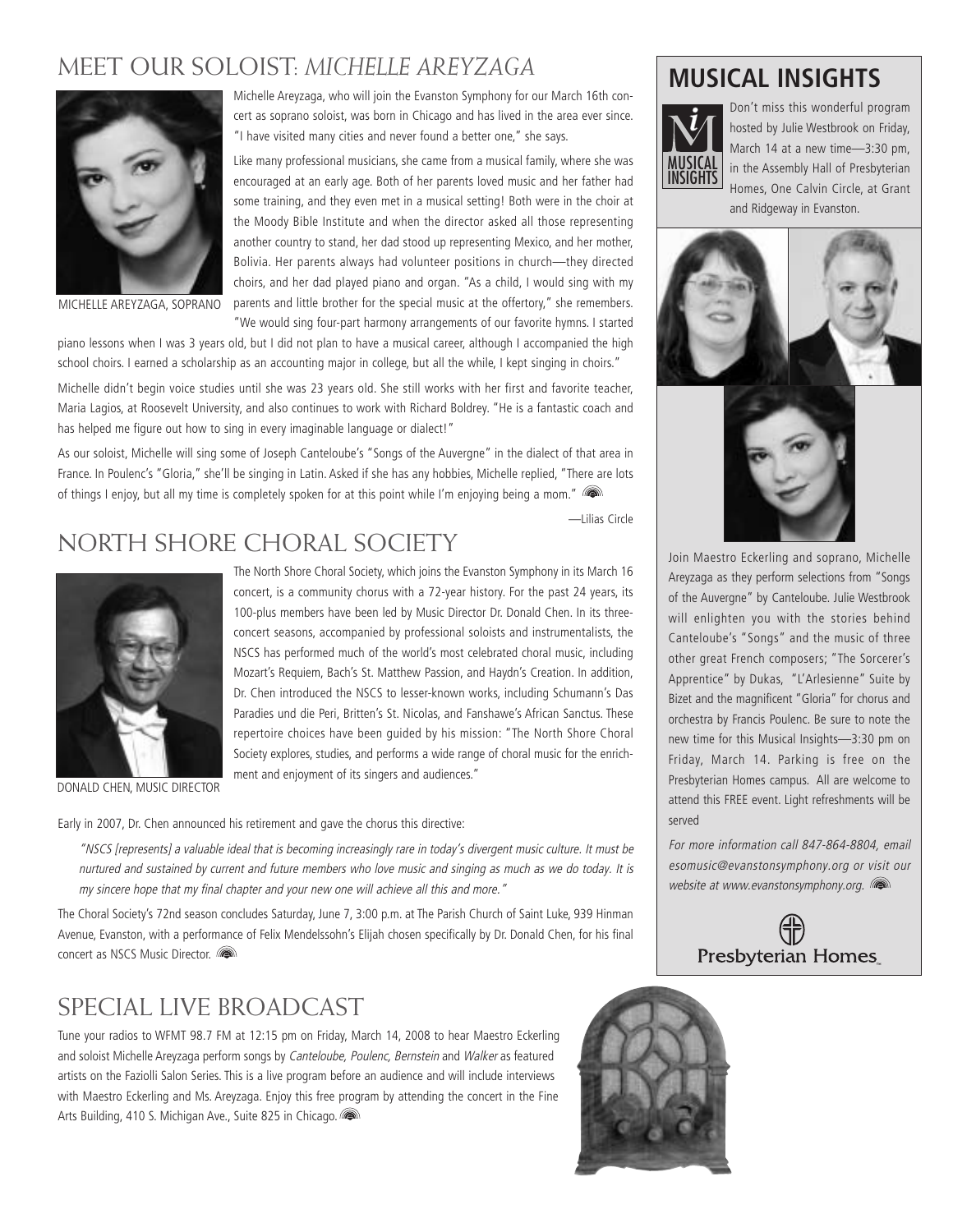## MEET OUR SOLOIST: *MICHELLE AREYZAGA*

MICHELLE AREYZAGA, SOPRANO

Michelle Areyzaga, who will join the Evanston Symphony for our March 16th concert as soprano soloist, was born in Chicago and has lived in the area ever since. "I have visited many cities and never found a better one," she says.

Like many professional musicians, she came from a musical family, where she was encouraged at an early age. Both of her parents loved music and her father had some training, and they even met in a musical setting! Both were in the choir at the Moody Bible Institute and when the director asked all those representing another country to stand, her dad stood up representing Mexico, and her mother, Bolivia. Her parents always had volunteer positions in church—they directed choirs, and her dad played piano and organ. "As a child, I would sing with my parents and little brother for the special music at the offertory," she remembers. "We would sing four-part harmony arrangements of our favorite hymns. I started piano lessons when I was 3 years old, but I did not plan to have a musical career, although I accompanied the high school choirs. I earned a scholarship as an accounting major in college, but all the while, I kept singing in choirs."

Michelle didn't begin voice studies until she was 23 years old. She still works with her first and favorite teacher, Maria Lagios, at Roosevelt University, and also continues to work with Richard Boldrey. "He is a fantastic coach and has helped me figure out how to sing in every imaginable language or dialect!"

As our soloist, Michelle will sing some of Joseph Canteloube's "Songs of the Auvergne" in the dialect of that area in France. In Poulenc's "Gloria," she'll be singing in Latin. Asked if she has any hobbies, Michelle replied, "There are lots of things I enjoy, but all my time is completely spoken for at this point while I'm enjoying being a mom."

—Lilias Circle

## NORTH SHORE CHORAL SOCIETY

DONALD CHEN, MUSIC DIRECTOR

The North Shore Choral Society, which joins the Evanston Symphony in its March 16 concert, is a community chorus with a 72-year history. For the past 24 years, its 100-plus members have been led by Music Director Dr. Donald Chen. In its three-concert seasons, accompanied by professional soloists and instrumentalists, the NSCS has performed much of the world's most celebrated choral music, including Mozart's Requiem, Bach's St. Matthew Passion, and Haydn's Creation. In addition, Dr. Chen introduced the NSCS to lesser-known works, including Schumann's Das Paradies und die Peri, Britten's St. Nicolas, and Fanshawe's African Sanctus. These repertoire choices have been guided by his mission: "The North Shore Choral Society explores, studies, and performs a wide range of choral music for the enrichment and enjoyment of its singers and audiences."

Early in 2007, Dr. Chen announced his retirement and gave the chorus this directive:

> *"NSCS [represents] a valuable ideal that is becoming increasingly rare in today's divergent music culture. It must be nurtured and sustained by current and future members who love music and singing as much as we do today. It is my sincere hope that my final chapter and your new one will achieve all this and more."*

The Choral Society's 72nd season concludes Saturday, June 7, 3:00 p.m. at The Parish Church of Saint Luke, 939 Hinman Avenue, Evanston, with a performance of Felix Mendelssohn's Elijah chosen specifically by Dr. Donald Chen, for his final concert as NSCS Music Director.

## SPECIAL LIVE BROADCAST

Tune your radios to WFMT 98.7 FM at 12:15 pm on Friday, March 14, 2008 to hear Maestro Eckerling and soloist Michelle Areyzaga perform songs by *Canteloube, Poulenc, Bernstein* and *Walker* as featured artists on the Faziolli Salon Series. This is a live program before an audience and will include interviews with Maestro Eckerling and Ms. Areyzaga. Enjoy this free program by attending the concert in the Fine Arts Building, 410 S. Michigan Ave., Suite 825 in Chicago.

## MUSICAL INSIGHTS

Don't miss this wonderful program hosted by Julie Westbrook on Friday, March 14 at a new time—3:30 pm, in the Assembly Hall of Presbyterian Homes, One Calvin Circle, at Grant and Ridgeway in Evanston.

Join Maestro Eckerling and soprano, Michelle Areyzaga as they perform selections from "Songs of the Auvergne" by Canteloube. Julie Westbrook will enlighten you with the stories behind Canteloube's "Songs" and the music of three other great French composers; "The Sorcerer's Apprentice" by Dukas, "L'Arlesienne" Suite by Bizet and the magnificent "Gloria" for chorus and orchestra by Francis Poulenc. Be sure to note the new time for this Musical Insights—3:30 pm on Friday, March 14. Parking is free on the Presbyterian Homes campus. All are welcome to attend this FREE event. Light refreshments will be served

*For more information call 847-864-8804, email esomusic@evanstonsymphony.org or visit our website at www.evanstonsymphony.org.*

Presbyterian Homes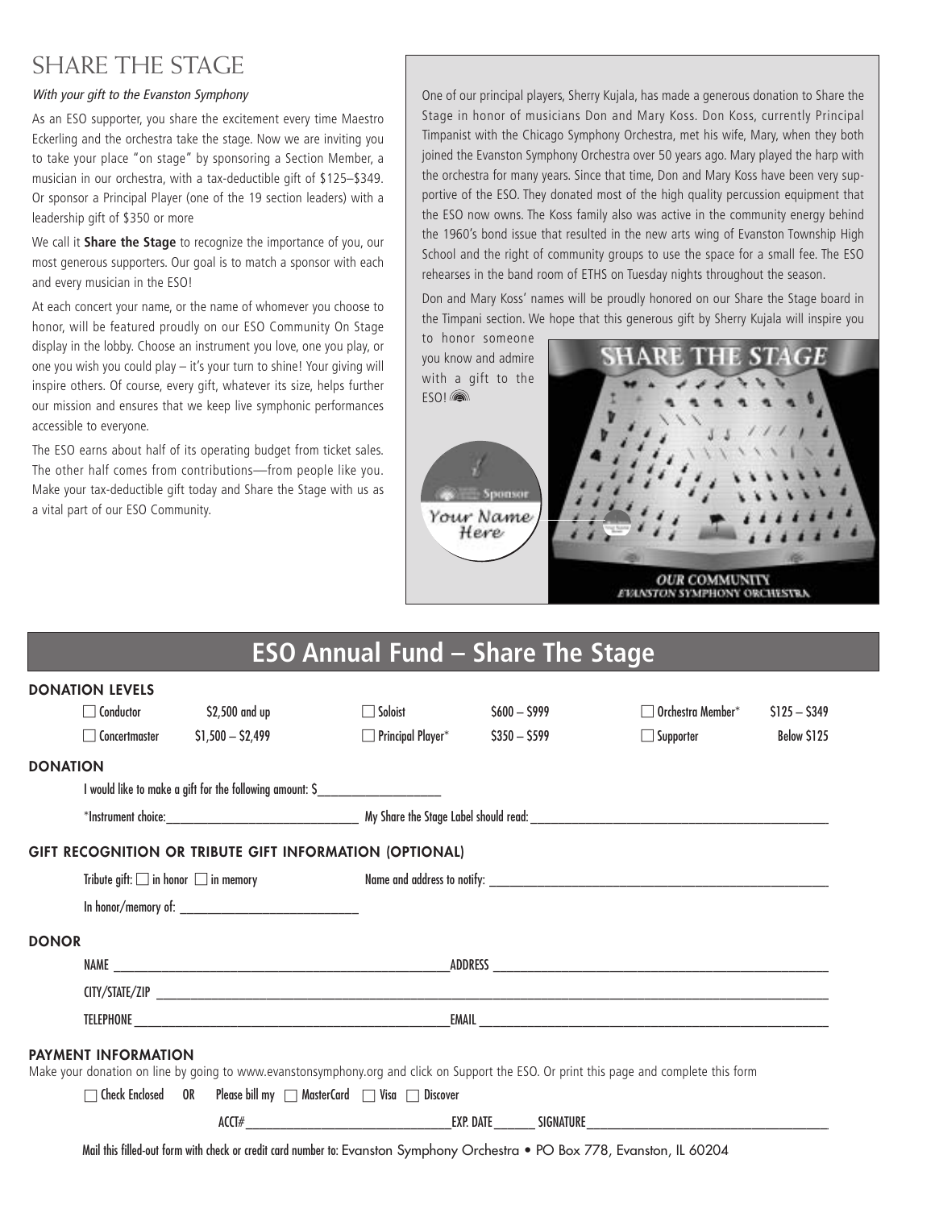# SHARE THE STAGE

*With your gift to the Evanston Symphony*

As an ESO supporter, you share the excitement every time Maestro Eckerling and the orchestra take the stage. Now we are inviting you to take your place "on stage" by sponsoring a Section Member, a musician in our orchestra, with a tax-deductible gift of $125–$349. Or sponsor a Principal Player (one of the 19 section leaders) with a leadership gift of $350 or more

We call it **Share the Stage** to recognize the importance of you, our most generous supporters. Our goal is to match a sponsor with each and every musician in the ESO!

At each concert your name, or the name of whomever you choose to honor, will be featured proudly on our ESO Community On Stage display in the lobby. Choose an instrument you love, one you play, or one you wish you could play – it's your turn to shine! Your giving will inspire others. Of course, every gift, whatever its size, helps further our mission and ensures that we keep live symphonic performances accessible to everyone.

The ESO earns about half of its operating budget from ticket sales. The other half comes from contributions—from people like you. Make your tax-deductible gift today and Share the Stage with us as a vital part of our ESO Community.

One of our principal players, Sherry Kujala, has made a generous donation to Share the Stage in honor of musicians Don and Mary Koss. Don Koss, currently Principal Timpanist with the Chicago Symphony Orchestra, met his wife, Mary, when they both joined the Evanston Symphony Orchestra over 50 years ago. Mary played the harp with the orchestra for many years. Since that time, Don and Mary Koss have been very supportive of the ESO. They donated most of the high quality percussion equipment that the ESO now owns. The Koss family also was active in the community energy behind the 1960's bond issue that resulted in the new arts wing of Evanston Township High School and the right of community groups to use the space for a small fee. The ESO rehearses in the band room of ETHS on Tuesday nights throughout the season.

Don and Mary Koss' names will be proudly honored on our Share the Stage board in the Timpani section. We hope that this generous gift by Sherry Kujala will inspire you to honor someone you know and admire with a gift to the ESO!

## ESO Annual Fund – Share The Stage

**DONATION LEVELS**

| | | | | | |
|---|---|---|---|---|---|
| ☐ Conductor | $2,500 and up | ☐ Soloist | $600 – $999 | ☐ Orchestra Member* | $125 – $349 |
| ☐ Concertmaster | $1,500 – $2,499 | ☐ Principal Player* | $350 – $599 | ☐ Supporter | Below $125 |

**DONATION**

I would like to make a gift for the following amount: $___________________

*Instrument choice:______________________________ My Share the Stage Label should read:______________________________

**GIFT RECOGNITION OR TRIBUTE GIFT INFORMATION (OPTIONAL)**

Tribute gift: ☐ in honor ☐ in memory Name and address to notify: ______________________________

In honor/memory of: ____________________________

**DONOR**

NAME ______________________________ ADDRESS ______________________________

CITY/STATE/ZIP ______________________________

TELEPHONE ______________________________ EMAIL ______________________________

**PAYMENT INFORMATION**

Make your donation on line by going to www.evanstonsymphony.org and click on Support the ESO. Or print this page and complete this form

☐ Check Enclosed OR Please bill my ☐ MasterCard ☐ Visa ☐ Discover

ACCT#______________________________ EXP. DATE_______ SIGNATURE______________________________

Mail this filled-out form with check or credit card number to: Evanston Symphony Orchestra • PO Box 778, Evanston, IL 60204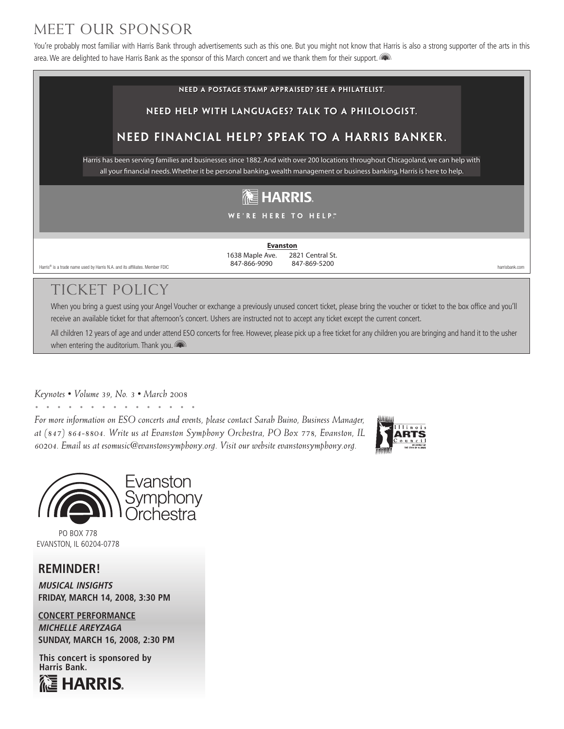# MEET OUR SPONSOR

You're probably most familiar with Harris Bank through advertisements such as this one. But you might not know that Harris is also a strong supporter of the arts in this area. We are delighted to have Harris Bank as the sponsor of this March concert and we thank them for their support.

**NEED A POSTAGE STAMP APPRAISED? SEE A PHILATELIST.**

**NEED HELP WITH LANGUAGES? TALK TO A PHILOLOGIST.**

**NEED FINANCIAL HELP? SPEAK TO A HARRIS BANKER.**

Harris has been serving families and businesses since 1882. And with over 200 locations throughout Chicagoland, we can help with all your financial needs. Whether it be personal banking, wealth management or business banking, Harris is here to help.

**HARRIS.**

WE'RE HERE TO HELP.℠

**Evanston**

1638 Maple Ave. 847-866-9090

2821 Central St. 847-869-5200

Harris® is a trade name used by Harris N.A. and its affiliates. Member FDIC

harrisbank.com

# TICKET POLICY

When you bring a guest using your Angel Voucher or exchange a previously unused concert ticket, please bring the voucher or ticket to the box office and you'll receive an available ticket for that afternoon's concert. Ushers are instructed not to accept any ticket except the current concert.

All children 12 years of age and under attend ESO concerts for free. However, please pick up a free ticket for any children you are bringing and hand it to the usher when entering the auditorium. Thank you.

*Keynotes • Volume 39, No. 3 • March 2008*

*For more information on ESO concerts and events, please contact Sarah Buino, Business Manager, at (847) 864-8804. Write us at Evanston Symphony Orchestra, PO Box 778, Evanston, IL 60204. Email us at esomusic@evanstonsymphony.org. Visit our website evanstonsymphony.org.*

Illinois Arts Council — An agency of the State of Illinois

Evanston Symphony Orchestra

PO BOX 778
EVANSTON, IL 60204-0778

## REMINDER!

***MUSICAL INSIGHTS***
**FRIDAY, MARCH 14, 2008, 3:30 PM**

**CONCERT PERFORMANCE**
***MICHELLE AREYZAGA***
**SUNDAY, MARCH 16, 2008, 2:30 PM**

**This concert is sponsored by Harris Bank.**

**HARRIS.**